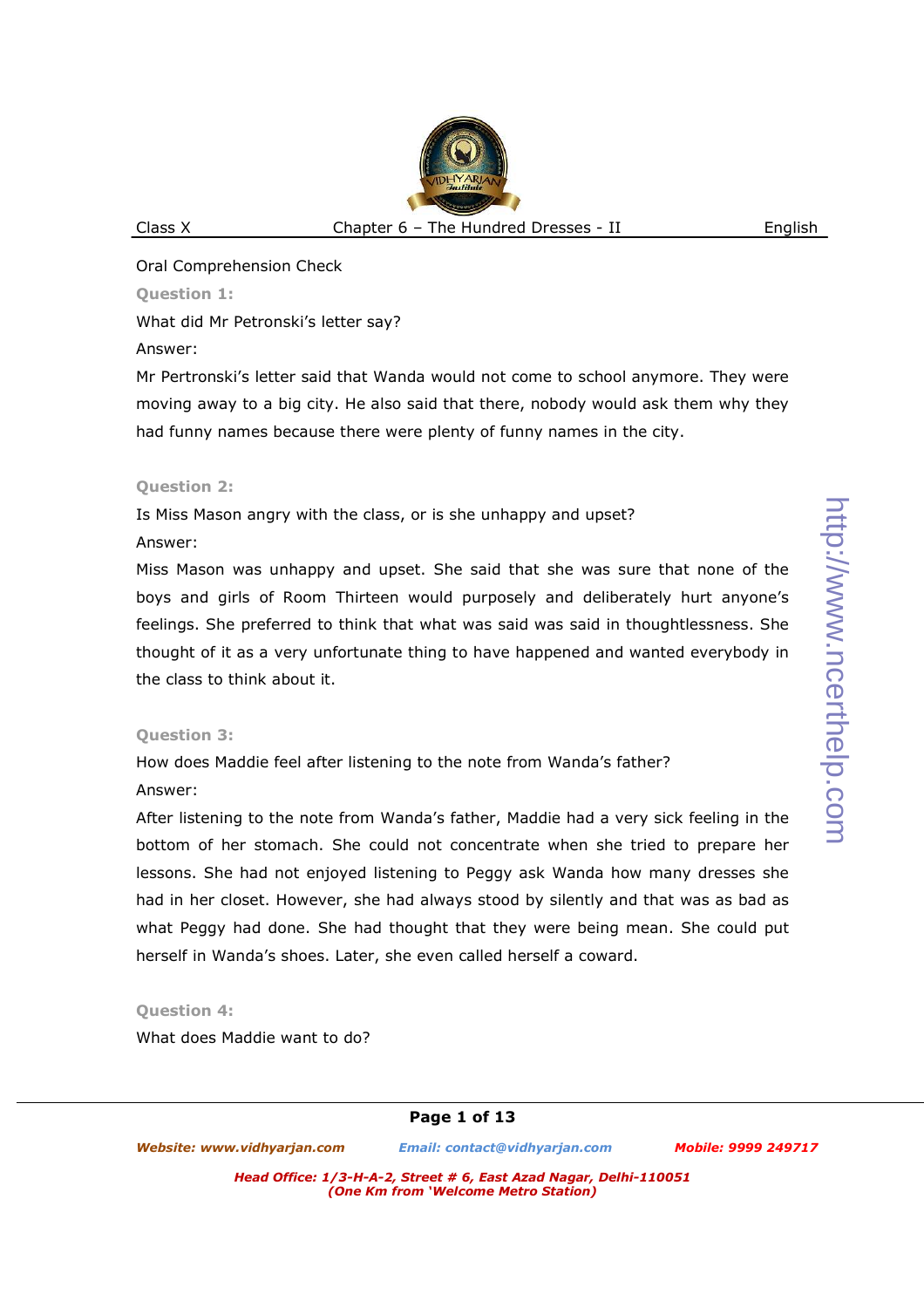Oral Comprehension Check

**Question 1:**

What did Mr Petronski's letter say?

Answer:

Mr Pertronski's letter said that Wanda would not come to school anymore. They were moving away to a big city. He also said that there, nobody would ask them why they had funny names because there were plenty of funny names in the city.

**Question 2:**

Is Miss Mason angry with the class, or is she unhappy and upset?

Answer:

Miss Mason was unhappy and upset. She said that she was sure that none of the boys and girls of Room Thirteen would purposely and deliberately hurt anyone's feelings. She preferred to think that what was said was said in thoughtlessness. She thought of it as a very unfortunate thing to have happened and wanted everybody in the class to think about it.

**Question 3:**

How does Maddie feel after listening to the note from Wanda's father?

Answer:

After listening to the note from Wanda's father, Maddie had a very sick feeling in the bottom of her stomach. She could not concentrate when she tried to prepare her lessons. She had not enjoyed listening to Peggy ask Wanda how many dresses she had in her closet. However, she had always stood by silently and that was as bad as what Peggy had done. She had thought that they were being mean. She could put herself in Wanda's shoes. Later, she even called herself a coward.

**Question 4:**

What does Maddie want to do?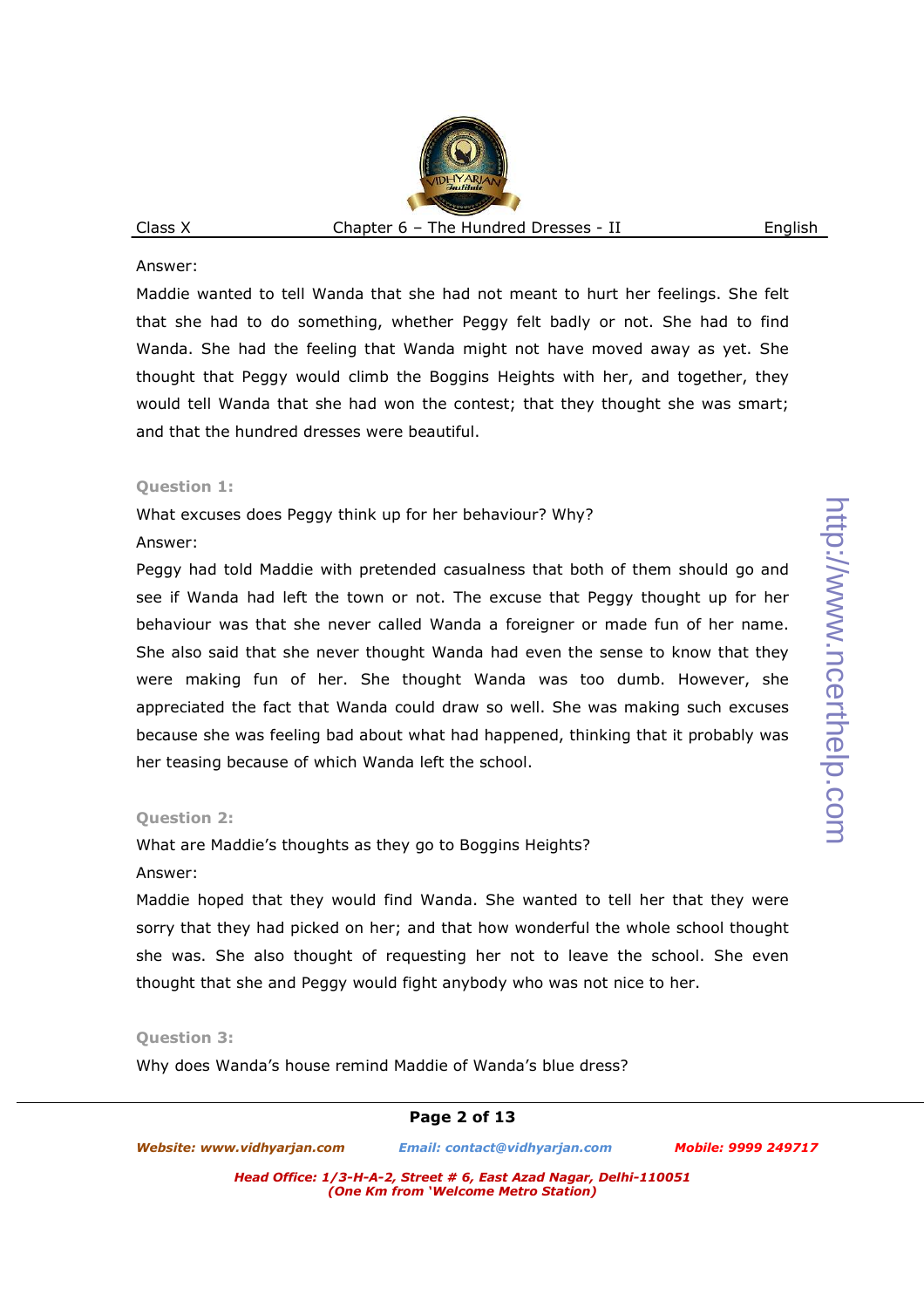Answer:

Maddie wanted to tell Wanda that she had not meant to hurt her feelings. She felt that she had to do something, whether Peggy felt badly or not. She had to find Wanda. She had the feeling that Wanda might not have moved away as yet. She thought that Peggy would climb the Boggins Heights with her, and together, they would tell Wanda that she had won the contest; that they thought she was smart; and that the hundred dresses were beautiful.

**Question 1:**

What excuses does Peggy think up for her behaviour? Why?

Answer:

Peggy had told Maddie with pretended casualness that both of them should go and see if Wanda had left the town or not. The excuse that Peggy thought up for her behaviour was that she never called Wanda a foreigner or made fun of her name. She also said that she never thought Wanda had even the sense to know that they were making fun of her. She thought Wanda was too dumb. However, she appreciated the fact that Wanda could draw so well. She was making such excuses because she was feeling bad about what had happened, thinking that it probably was her teasing because of which Wanda left the school.

**Question 2:**

What are Maddie's thoughts as they go to Boggins Heights?

Answer:

Maddie hoped that they would find Wanda. She wanted to tell her that they were sorry that they had picked on her; and that how wonderful the whole school thought she was. She also thought of requesting her not to leave the school. She even thought that she and Peggy would fight anybody who was not nice to her.

**Question 3:**

Why does Wanda's house remind Maddie of Wanda's blue dress?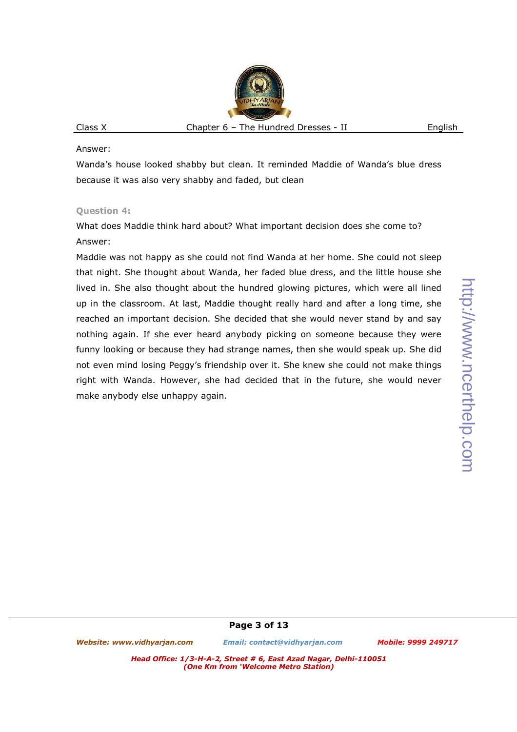Answer:

Wanda's house looked shabby but clean. It reminded Maddie of Wanda's blue dress because it was also very shabby and faded, but clean

**Question 4:**

What does Maddie think hard about? What important decision does she come to?

Answer:

Maddie was not happy as she could not find Wanda at her home. She could not sleep that night. She thought about Wanda, her faded blue dress, and the little house she lived in. She also thought about the hundred glowing pictures, which were all lined up in the classroom. At last, Maddie thought really hard and after a long time, she reached an important decision. She decided that she would never stand by and say nothing again. If she ever heard anybody picking on someone because they were funny looking or because they had strange names, then she would speak up. She did not even mind losing Peggy's friendship over it. She knew she could not make things right with Wanda. However, she had decided that in the future, she would never make anybody else unhappy again.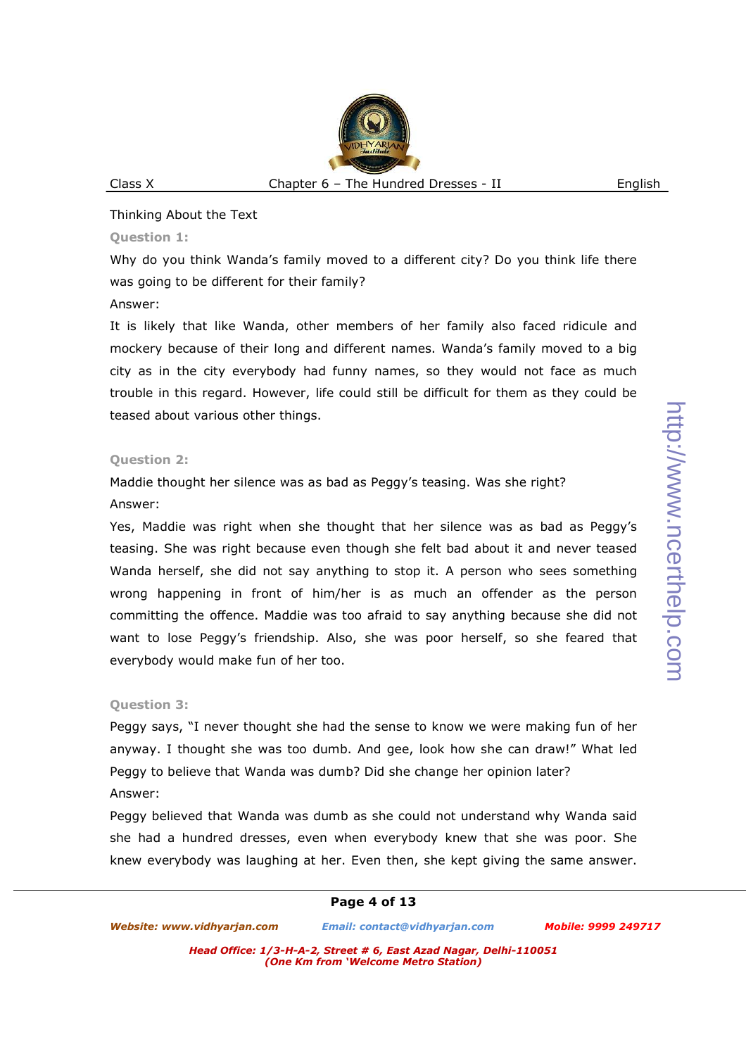Thinking About the Text

**Question 1:**

Why do you think Wanda's family moved to a different city? Do you think life there was going to be different for their family?

Answer:

It is likely that like Wanda, other members of her family also faced ridicule and mockery because of their long and different names. Wanda's family moved to a big city as in the city everybody had funny names, so they would not face as much trouble in this regard. However, life could still be difficult for them as they could be teased about various other things.

**Question 2:**

Maddie thought her silence was as bad as Peggy's teasing. Was she right?

Answer:

Yes, Maddie was right when she thought that her silence was as bad as Peggy's teasing. She was right because even though she felt bad about it and never teased Wanda herself, she did not say anything to stop it. A person who sees something wrong happening in front of him/her is as much an offender as the person committing the offence. Maddie was too afraid to say anything because she did not want to lose Peggy's friendship. Also, she was poor herself, so she feared that everybody would make fun of her too.

**Question 3:**

Peggy says, "I never thought she had the sense to know we were making fun of her anyway. I thought she was too dumb. And gee, look how she can draw!" What led Peggy to believe that Wanda was dumb? Did she change her opinion later?

Answer:

Peggy believed that Wanda was dumb as she could not understand why Wanda said she had a hundred dresses, even when everybody knew that she was poor. She knew everybody was laughing at her. Even then, she kept giving the same answer.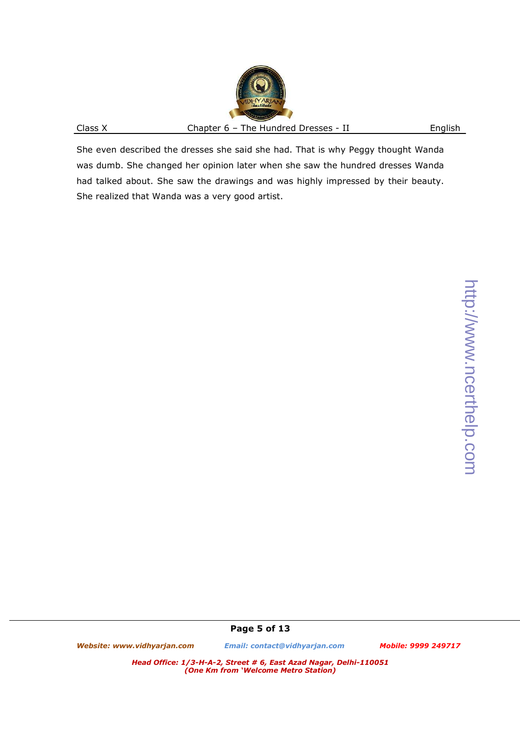She even described the dresses she said she had. That is why Peggy thought Wanda was dumb. She changed her opinion later when she saw the hundred dresses Wanda had talked about. She saw the drawings and was highly impressed by their beauty. She realized that Wanda was a very good artist.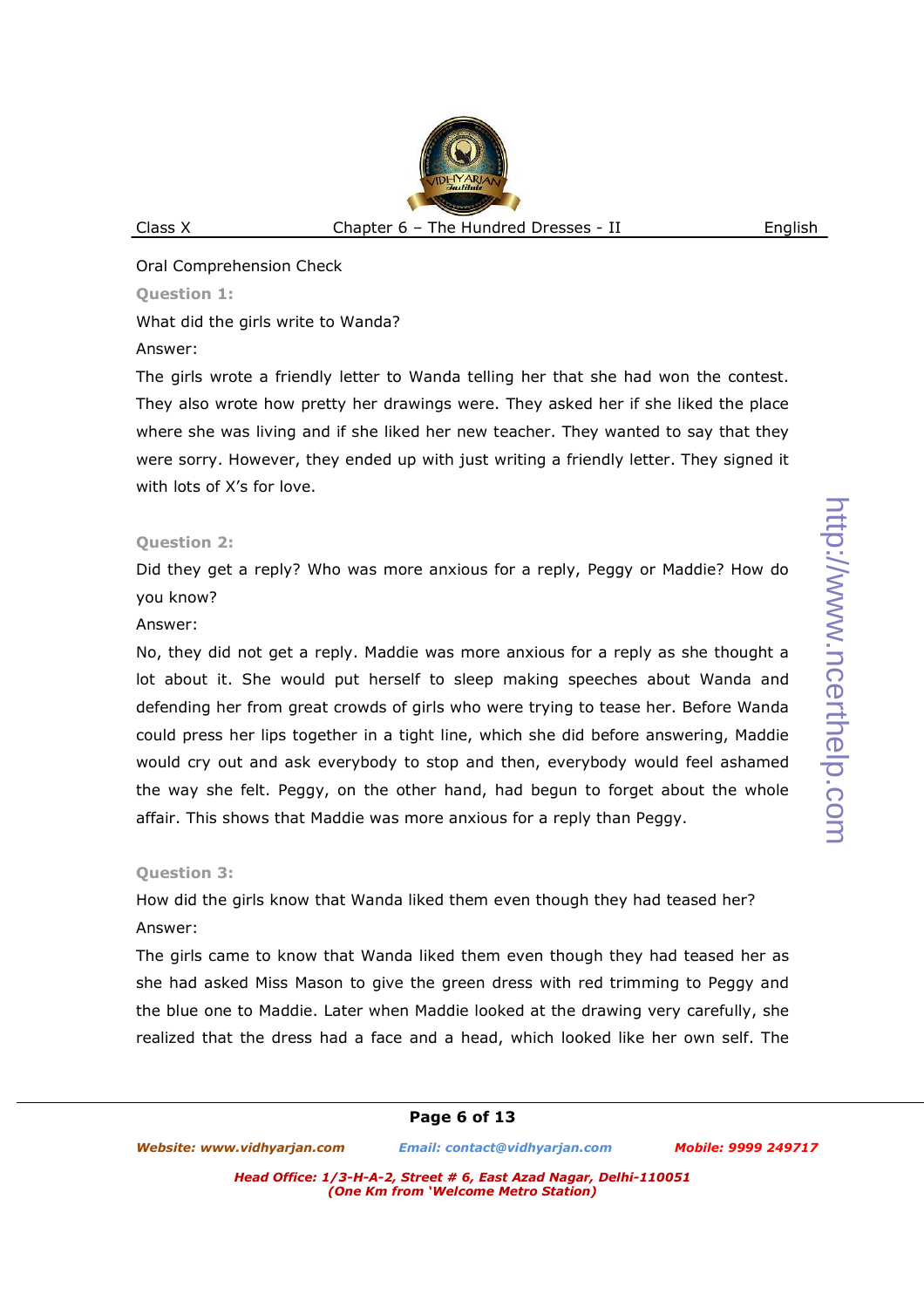Oral Comprehension Check

**Question 1:**

What did the girls write to Wanda?

Answer:

The girls wrote a friendly letter to Wanda telling her that she had won the contest. They also wrote how pretty her drawings were. They asked her if she liked the place where she was living and if she liked her new teacher. They wanted to say that they were sorry. However, they ended up with just writing a friendly letter. They signed it with lots of X's for love.

**Question 2:**

Did they get a reply? Who was more anxious for a reply, Peggy or Maddie? How do you know?

Answer:

No, they did not get a reply. Maddie was more anxious for a reply as she thought a lot about it. She would put herself to sleep making speeches about Wanda and defending her from great crowds of girls who were trying to tease her. Before Wanda could press her lips together in a tight line, which she did before answering, Maddie would cry out and ask everybody to stop and then, everybody would feel ashamed the way she felt. Peggy, on the other hand, had begun to forget about the whole affair. This shows that Maddie was more anxious for a reply than Peggy.

**Question 3:**

How did the girls know that Wanda liked them even though they had teased her?

Answer:

The girls came to know that Wanda liked them even though they had teased her as she had asked Miss Mason to give the green dress with red trimming to Peggy and the blue one to Maddie. Later when Maddie looked at the drawing very carefully, she realized that the dress had a face and a head, which looked like her own self. The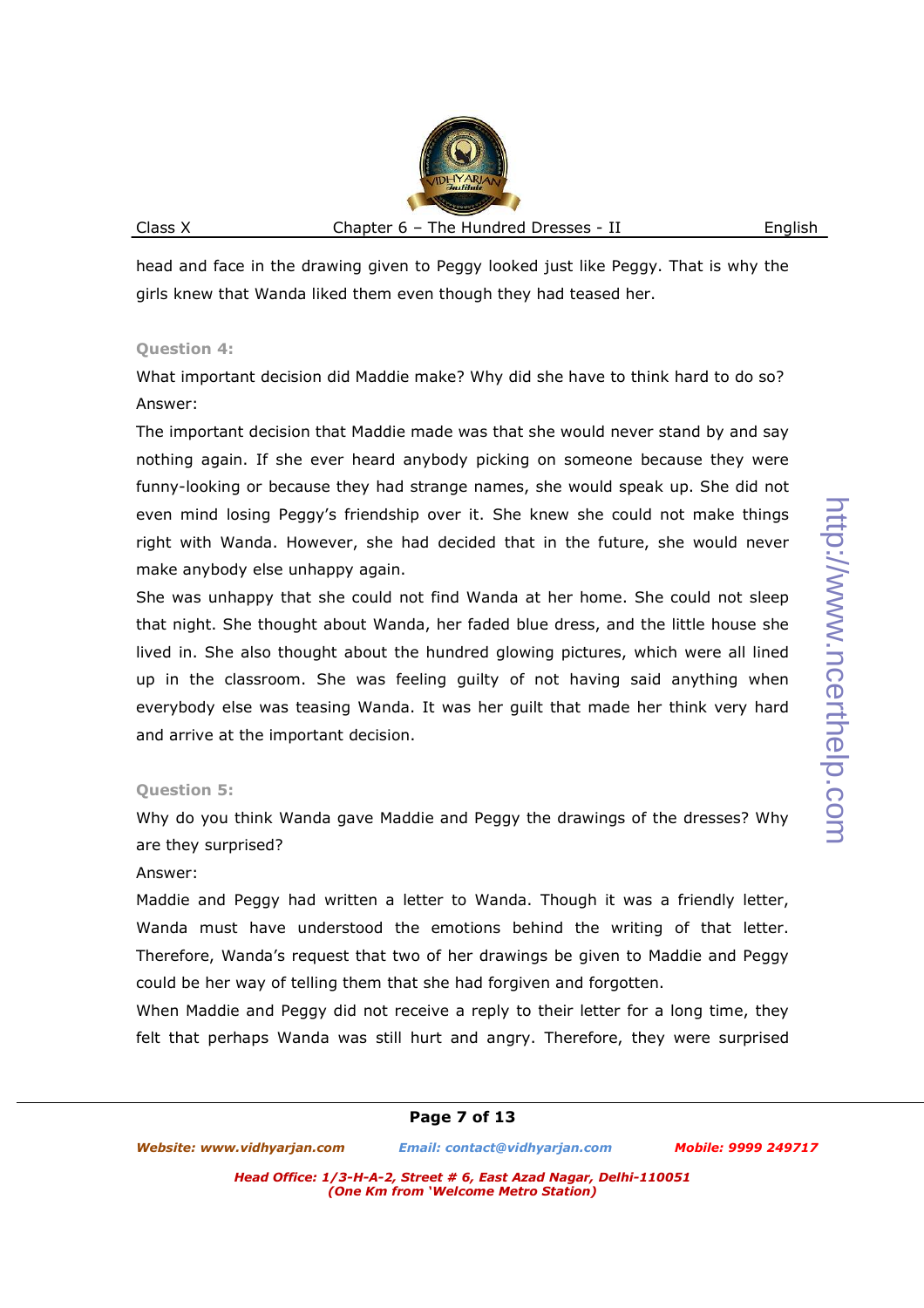head and face in the drawing given to Peggy looked just like Peggy. That is why the girls knew that Wanda liked them even though they had teased her.

### Question 4:

What important decision did Maddie make? Why did she have to think hard to do so?

Answer:

The important decision that Maddie made was that she would never stand by and say nothing again. If she ever heard anybody picking on someone because they were funny-looking or because they had strange names, she would speak up. She did not even mind losing Peggy's friendship over it. She knew she could not make things right with Wanda. However, she had decided that in the future, she would never make anybody else unhappy again.

She was unhappy that she could not find Wanda at her home. She could not sleep that night. She thought about Wanda, her faded blue dress, and the little house she lived in. She also thought about the hundred glowing pictures, which were all lined up in the classroom. She was feeling guilty of not having said anything when everybody else was teasing Wanda. It was her guilt that made her think very hard and arrive at the important decision.

### Question 5:

Why do you think Wanda gave Maddie and Peggy the drawings of the dresses? Why are they surprised?

Answer:

Maddie and Peggy had written a letter to Wanda. Though it was a friendly letter, Wanda must have understood the emotions behind the writing of that letter. Therefore, Wanda's request that two of her drawings be given to Maddie and Peggy could be her way of telling them that she had forgiven and forgotten.

When Maddie and Peggy did not receive a reply to their letter for a long time, they felt that perhaps Wanda was still hurt and angry. Therefore, they were surprised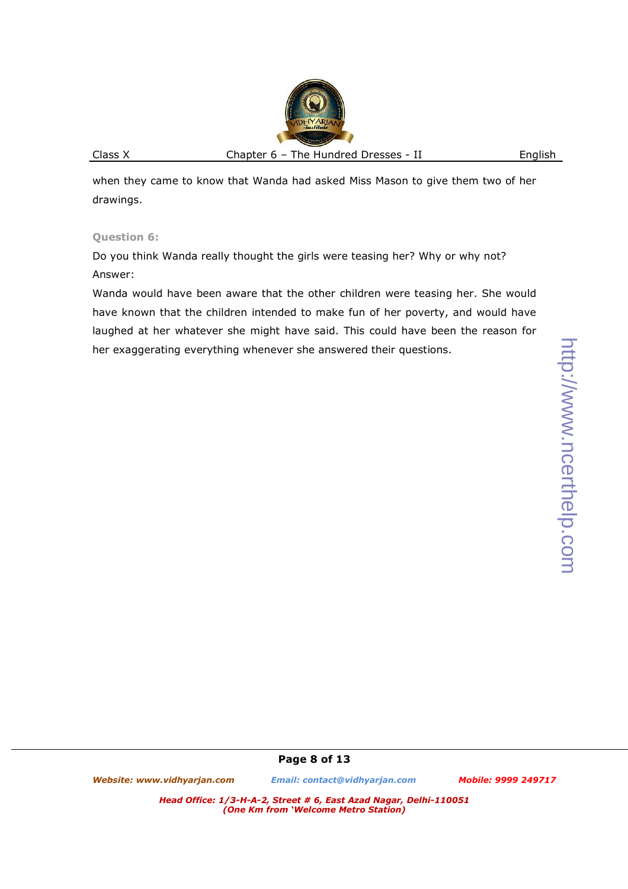when they came to know that Wanda had asked Miss Mason to give them two of her drawings.

**Question 6:**

Do you think Wanda really thought the girls were teasing her? Why or why not?

Answer:

Wanda would have been aware that the other children were teasing her. She would have known that the children intended to make fun of her poverty, and would have laughed at her whatever she might have said. This could have been the reason for her exaggerating everything whenever she answered their questions.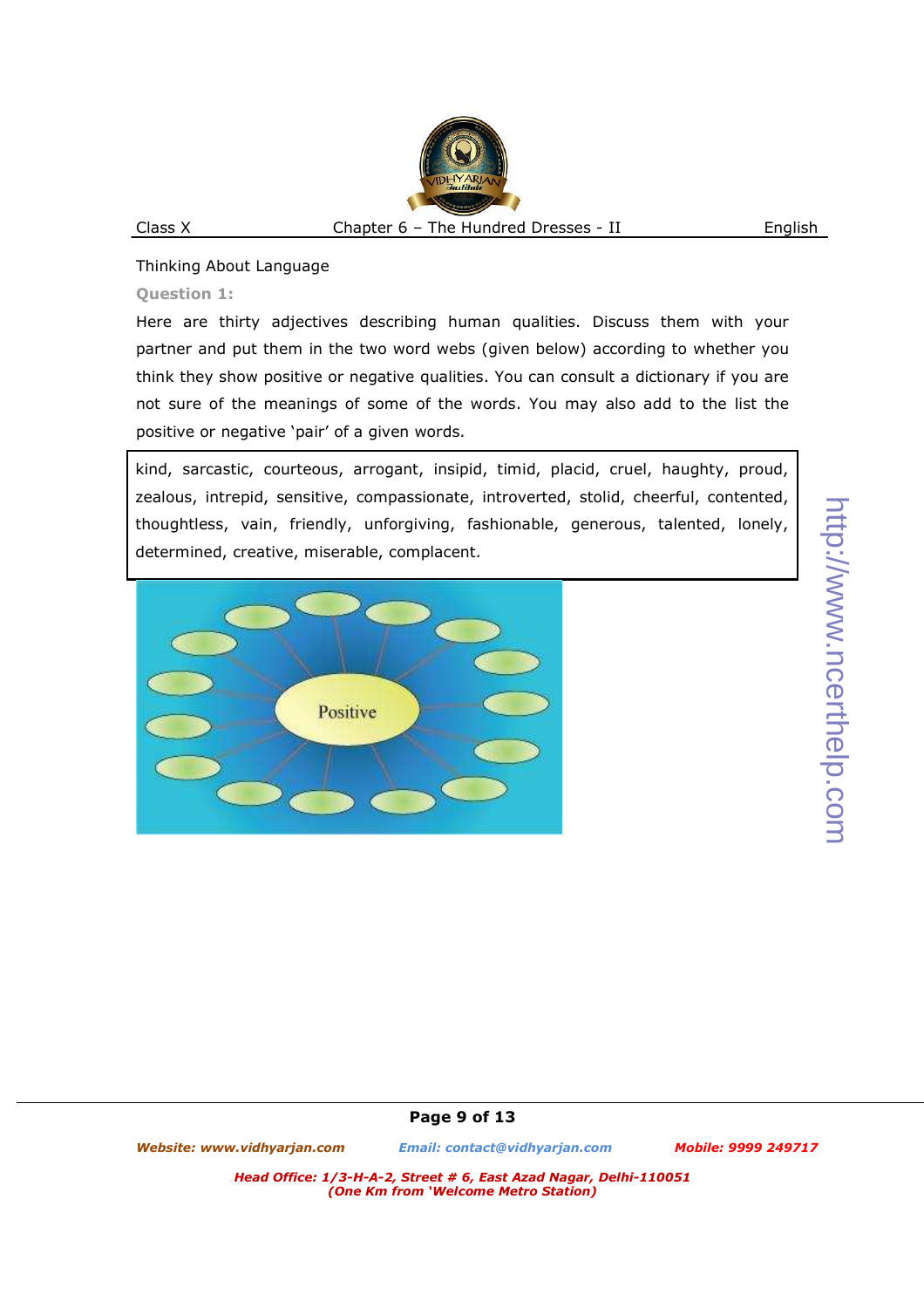Thinking About Language

**Question 1:**

Here are thirty adjectives describing human qualities. Discuss them with your partner and put them in the two word webs (given below) according to whether you think they show positive or negative qualities. You can consult a dictionary if you are not sure of the meanings of some of the words. You may also add to the list the positive or negative 'pair' of a given words.

kind, sarcastic, courteous, arrogant, insipid, timid, placid, cruel, haughty, proud, zealous, intrepid, sensitive, compassionate, introverted, stolid, cheerful, contented, thoughtless, vain, friendly, unforgiving, fashionable, generous, talented, lonely, determined, creative, miserable, complacent.

Positive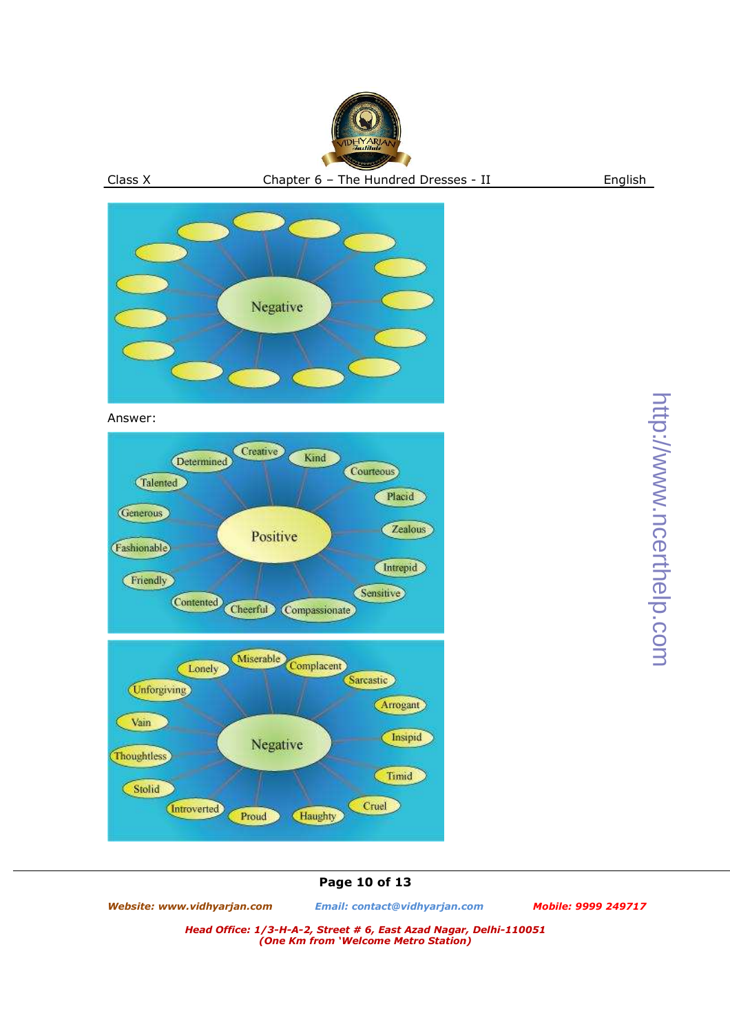Negative

Answer:

Positive: Determined, Creative, Kind, Courteous, Talented, Placid, Generous, Zealous, Fashionable, Intrepid, Friendly, Sensitive, Contented, Cheerful, Compassionate

Negative: Lonely, Miserable, Complacent, Sarcastic, Unforgiving, Arrogant, Vain, Insipid, Thoughtless, Timid, Stolid, Cruel, Introverted, Proud, Haughty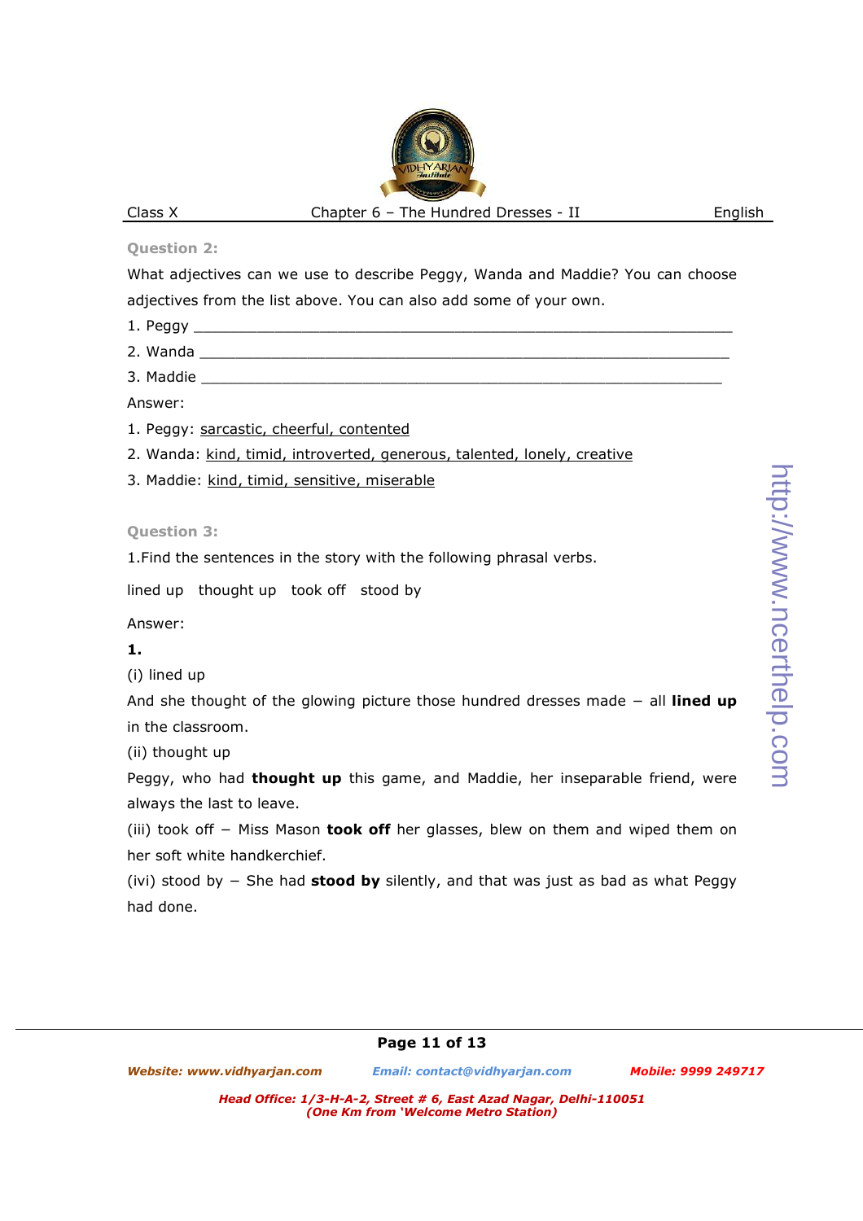**Question 2:**

What adjectives can we use to describe Peggy, Wanda and Maddie? You can choose adjectives from the list above. You can also add some of your own.

1. Peggy ___________________________________________________________
2. Wanda __________________________________________________________
3. Maddie __________________________________________________________

Answer:

1. Peggy: <u>sarcastic, cheerful, contented</u>
2. Wanda: <u>kind, timid, introverted, generous, talented, lonely, creative</u>
3. Maddie: <u>kind, timid, sensitive, miserable</u>

**Question 3:**

1.Find the sentences in the story with the following phrasal verbs.

lined up  thought up  took off  stood by

Answer:

**1.**

(i) lined up

And she thought of the glowing picture those hundred dresses made – all **lined up** in the classroom.

(ii) thought up

Peggy, who had **thought up** this game, and Maddie, her inseparable friend, were always the last to leave.

(iii) took off – Miss Mason **took off** her glasses, blew on them and wiped them on her soft white handkerchief.

(ivi) stood by – She had **stood by** silently, and that was just as bad as what Peggy had done.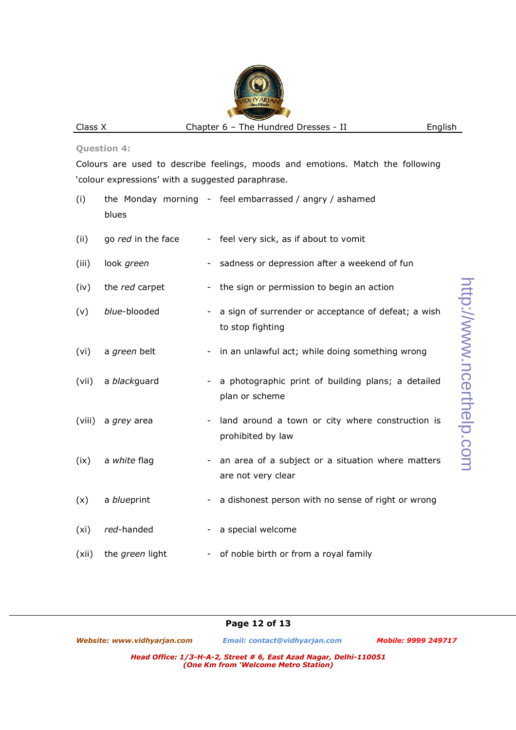**Question 4:**

Colours are used to describe feelings, moods and emotions. Match the following 'colour expressions' with a suggested paraphrase.

| | | | |
|---|---|---|---|
| (i) | the Monday morning blues | - | feel embarrassed / angry / ashamed |
| (ii) | go *red* in the face | - | feel very sick, as if about to vomit |
| (iii) | look *green* | - | sadness or depression after a weekend of fun |
| (iv) | the *red* carpet | - | the sign or permission to begin an action |
| (v) | *blue*-blooded | - | a sign of surrender or acceptance of defeat; a wish to stop fighting |
| (vi) | a *green* belt | - | in an unlawful act; while doing something wrong |
| (vii) | a *black*guard | - | a photographic print of building plans; a detailed plan or scheme |
| (viii) | a *grey* area | - | land around a town or city where construction is prohibited by law |
| (ix) | a *white* flag | - | an area of a subject or a situation where matters are not very clear |
| (x) | a *blue*print | - | a dishonest person with no sense of right or wrong |
| (xi) | *red*-handed | - | a special welcome |
| (xii) | the *green* light | - | of noble birth or from a royal family |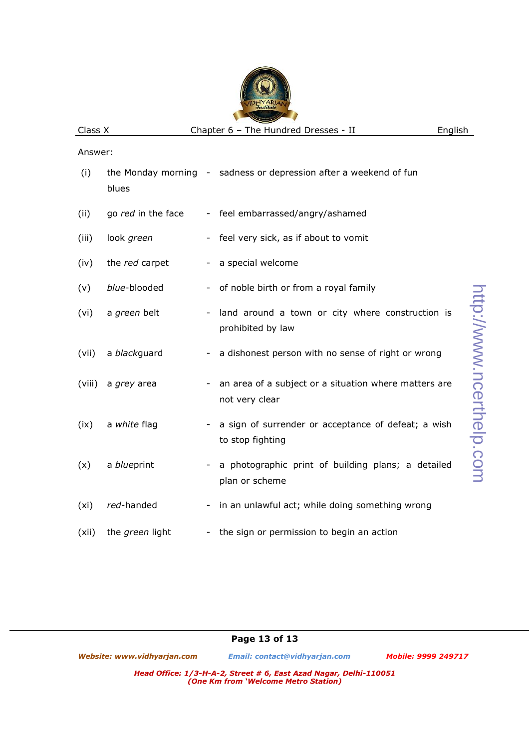Answer:

| | | | |
|---|---|---|---|
| (i) | the Monday morning blues | - | sadness or depression after a weekend of fun |
| (ii) | go *red* in the face | - | feel embarrassed/angry/ashamed |
| (iii) | look *green* | - | feel very sick, as if about to vomit |
| (iv) | the *red* carpet | - | a special welcome |
| (v) | *blue*-blooded | - | of noble birth or from a royal family |
| (vi) | a *green* belt | - | land around a town or city where construction is prohibited by law |
| (vii) | a *black*guard | - | a dishonest person with no sense of right or wrong |
| (viii) | a *grey* area | - | an area of a subject or a situation where matters are not very clear |
| (ix) | a *white* flag | - | a sign of surrender or acceptance of defeat; a wish to stop fighting |
| (x) | a *blue*print | - | a photographic print of building plans; a detailed plan or scheme |
| (xi) | *red*-handed | - | in an unlawful act; while doing something wrong |
| (xii) | the *green* light | - | the sign or permission to begin an action |